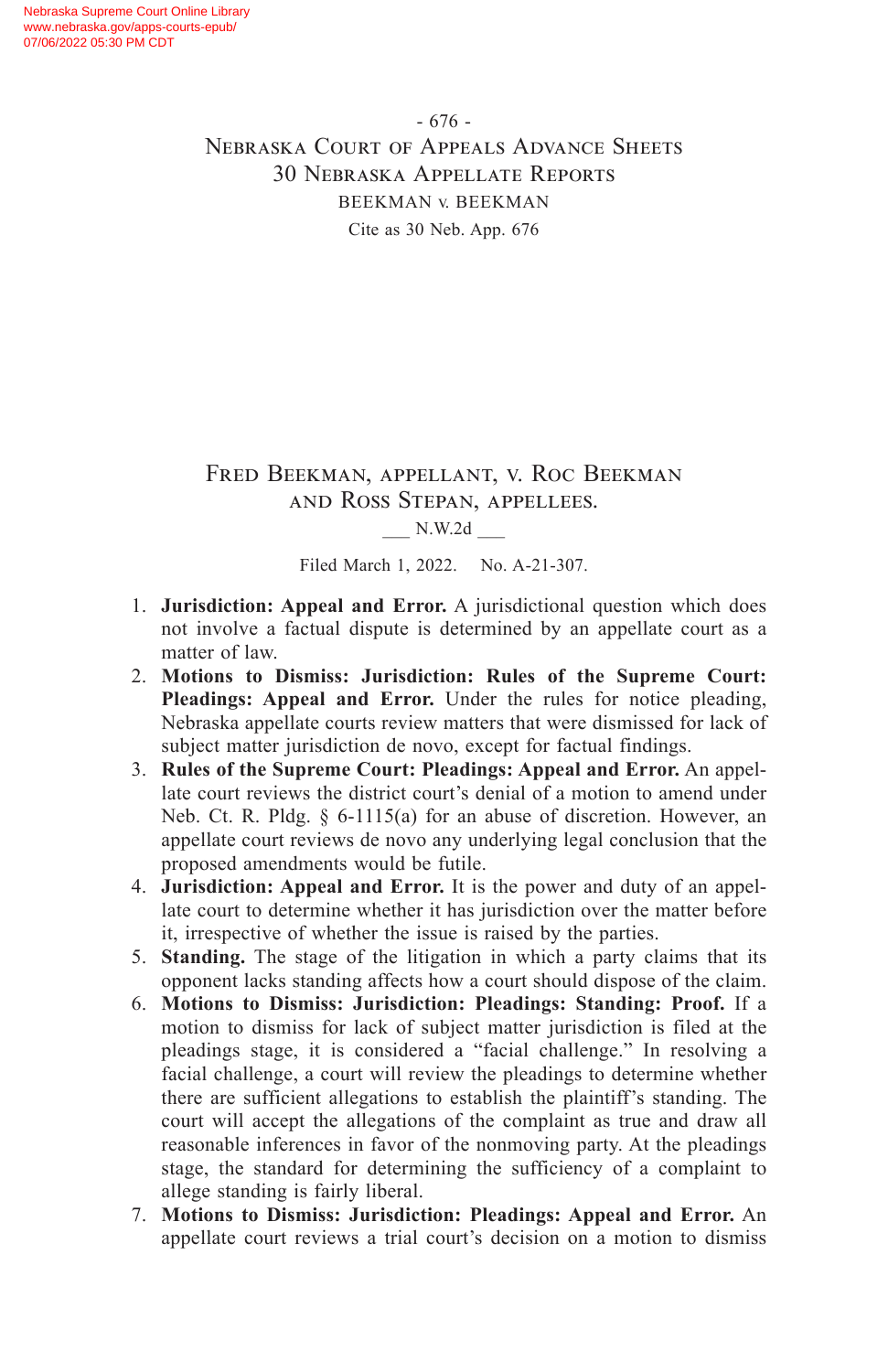Fred Beekman, appellant, v. Roc Beekman and Ross Stepan, appellees.

\_\_\_ N.W.2d \_\_\_

Filed March 1, 2022. No. A-21-307.

1. **Jurisdiction: Appeal and Error.** A jurisdictional question which does not involve a factual dispute is determined by an appellate court as a matter of law.
2. **Motions to Dismiss: Jurisdiction: Rules of the Supreme Court: Pleadings: Appeal and Error.** Under the rules for notice pleading, Nebraska appellate courts review matters that were dismissed for lack of subject matter jurisdiction de novo, except for factual findings.
3. **Rules of the Supreme Court: Pleadings: Appeal and Error.** An appellate court reviews the district court's denial of a motion to amend under Neb. Ct. R. Pldg. § 6-1115(a) for an abuse of discretion. However, an appellate court reviews de novo any underlying legal conclusion that the proposed amendments would be futile.
4. **Jurisdiction: Appeal and Error.** It is the power and duty of an appellate court to determine whether it has jurisdiction over the matter before it, irrespective of whether the issue is raised by the parties.
5. **Standing.** The stage of the litigation in which a party claims that its opponent lacks standing affects how a court should dispose of the claim.
6. **Motions to Dismiss: Jurisdiction: Pleadings: Standing: Proof.** If a motion to dismiss for lack of subject matter jurisdiction is filed at the pleadings stage, it is considered a "facial challenge." In resolving a facial challenge, a court will review the pleadings to determine whether there are sufficient allegations to establish the plaintiff's standing. The court will accept the allegations of the complaint as true and draw all reasonable inferences in favor of the nonmoving party. At the pleadings stage, the standard for determining the sufficiency of a complaint to allege standing is fairly liberal.
7. **Motions to Dismiss: Jurisdiction: Pleadings: Appeal and Error.** An appellate court reviews a trial court's decision on a motion to dismiss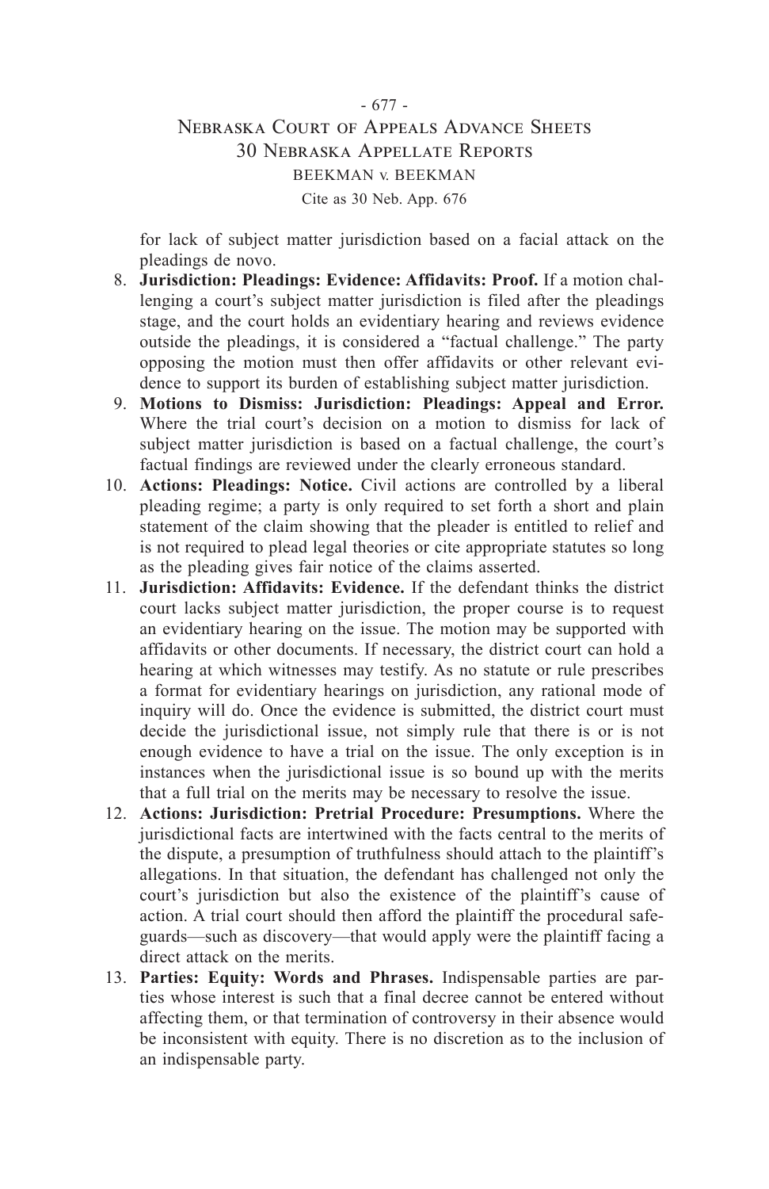for lack of subject matter jurisdiction based on a facial attack on the pleadings de novo.

8. **Jurisdiction: Pleadings: Evidence: Affidavits: Proof.** If a motion challenging a court's subject matter jurisdiction is filed after the pleadings stage, and the court holds an evidentiary hearing and reviews evidence outside the pleadings, it is considered a "factual challenge." The party opposing the motion must then offer affidavits or other relevant evidence to support its burden of establishing subject matter jurisdiction.
9. **Motions to Dismiss: Jurisdiction: Pleadings: Appeal and Error.** Where the trial court's decision on a motion to dismiss for lack of subject matter jurisdiction is based on a factual challenge, the court's factual findings are reviewed under the clearly erroneous standard.
10. **Actions: Pleadings: Notice.** Civil actions are controlled by a liberal pleading regime; a party is only required to set forth a short and plain statement of the claim showing that the pleader is entitled to relief and is not required to plead legal theories or cite appropriate statutes so long as the pleading gives fair notice of the claims asserted.
11. **Jurisdiction: Affidavits: Evidence.** If the defendant thinks the district court lacks subject matter jurisdiction, the proper course is to request an evidentiary hearing on the issue. The motion may be supported with affidavits or other documents. If necessary, the district court can hold a hearing at which witnesses may testify. As no statute or rule prescribes a format for evidentiary hearings on jurisdiction, any rational mode of inquiry will do. Once the evidence is submitted, the district court must decide the jurisdictional issue, not simply rule that there is or is not enough evidence to have a trial on the issue. The only exception is in instances when the jurisdictional issue is so bound up with the merits that a full trial on the merits may be necessary to resolve the issue.
12. **Actions: Jurisdiction: Pretrial Procedure: Presumptions.** Where the jurisdictional facts are intertwined with the facts central to the merits of the dispute, a presumption of truthfulness should attach to the plaintiff's allegations. In that situation, the defendant has challenged not only the court's jurisdiction but also the existence of the plaintiff's cause of action. A trial court should then afford the plaintiff the procedural safeguards—such as discovery—that would apply were the plaintiff facing a direct attack on the merits.
13. **Parties: Equity: Words and Phrases.** Indispensable parties are parties whose interest is such that a final decree cannot be entered without affecting them, or that termination of controversy in their absence would be inconsistent with equity. There is no discretion as to the inclusion of an indispensable party.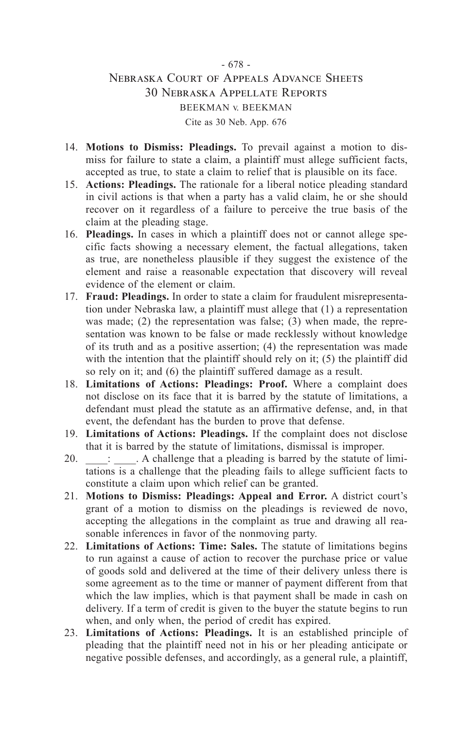14. **Motions to Dismiss: Pleadings.** To prevail against a motion to dismiss for failure to state a claim, a plaintiff must allege sufficient facts, accepted as true, to state a claim to relief that is plausible on its face.
15. **Actions: Pleadings.** The rationale for a liberal notice pleading standard in civil actions is that when a party has a valid claim, he or she should recover on it regardless of a failure to perceive the true basis of the claim at the pleading stage.
16. **Pleadings.** In cases in which a plaintiff does not or cannot allege specific facts showing a necessary element, the factual allegations, taken as true, are nonetheless plausible if they suggest the existence of the element and raise a reasonable expectation that discovery will reveal evidence of the element or claim.
17. **Fraud: Pleadings.** In order to state a claim for fraudulent misrepresentation under Nebraska law, a plaintiff must allege that (1) a representation was made; (2) the representation was false; (3) when made, the representation was known to be false or made recklessly without knowledge of its truth and as a positive assertion; (4) the representation was made with the intention that the plaintiff should rely on it; (5) the plaintiff did so rely on it; and (6) the plaintiff suffered damage as a result.
18. **Limitations of Actions: Pleadings: Proof.** Where a complaint does not disclose on its face that it is barred by the statute of limitations, a defendant must plead the statute as an affirmative defense, and, in that event, the defendant has the burden to prove that defense.
19. **Limitations of Actions: Pleadings.** If the complaint does not disclose that it is barred by the statute of limitations, dismissal is improper.
20. ____: ____. A challenge that a pleading is barred by the statute of limitations is a challenge that the pleading fails to allege sufficient facts to constitute a claim upon which relief can be granted.
21. **Motions to Dismiss: Pleadings: Appeal and Error.** A district court's grant of a motion to dismiss on the pleadings is reviewed de novo, accepting the allegations in the complaint as true and drawing all reasonable inferences in favor of the nonmoving party.
22. **Limitations of Actions: Time: Sales.** The statute of limitations begins to run against a cause of action to recover the purchase price or value of goods sold and delivered at the time of their delivery unless there is some agreement as to the time or manner of payment different from that which the law implies, which is that payment shall be made in cash on delivery. If a term of credit is given to the buyer the statute begins to run when, and only when, the period of credit has expired.
23. **Limitations of Actions: Pleadings.** It is an established principle of pleading that the plaintiff need not in his or her pleading anticipate or negative possible defenses, and accordingly, as a general rule, a plaintiff,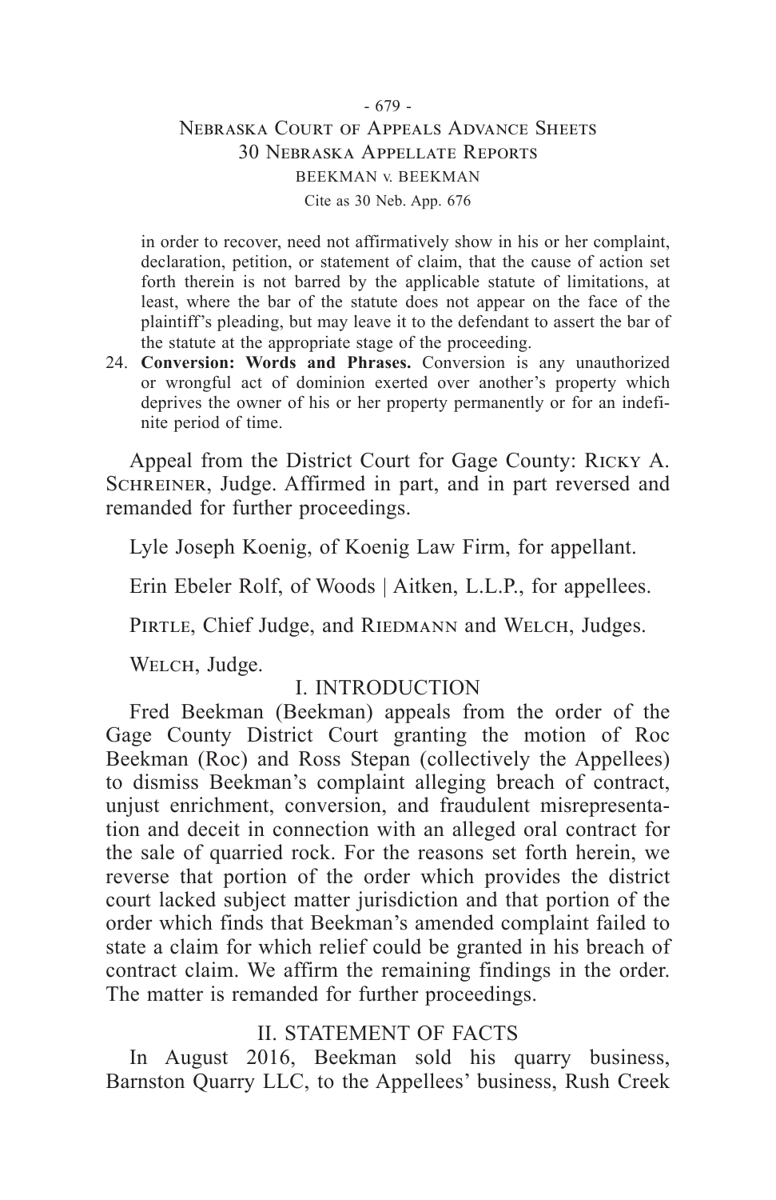in order to recover, need not affirmatively show in his or her complaint, declaration, petition, or statement of claim, that the cause of action set forth therein is not barred by the applicable statute of limitations, at least, where the bar of the statute does not appear on the face of the plaintiff's pleading, but may leave it to the defendant to assert the bar of the statute at the appropriate stage of the proceeding.

24. **Conversion: Words and Phrases.** Conversion is any unauthorized or wrongful act of dominion exerted over another's property which deprives the owner of his or her property permanently or for an indefinite period of time.

Appeal from the District Court for Gage County: Ricky A. Schreiner, Judge. Affirmed in part, and in part reversed and remanded for further proceedings.

Lyle Joseph Koenig, of Koenig Law Firm, for appellant.

Erin Ebeler Rolf, of Woods | Aitken, L.L.P., for appellees.

Pirtle, Chief Judge, and Riedmann and Welch, Judges.

Welch, Judge.

## I. INTRODUCTION

Fred Beekman (Beekman) appeals from the order of the Gage County District Court granting the motion of Roc Beekman (Roc) and Ross Stepan (collectively the Appellees) to dismiss Beekman's complaint alleging breach of contract, unjust enrichment, conversion, and fraudulent misrepresentation and deceit in connection with an alleged oral contract for the sale of quarried rock. For the reasons set forth herein, we reverse that portion of the order which provides the district court lacked subject matter jurisdiction and that portion of the order which finds that Beekman's amended complaint failed to state a claim for which relief could be granted in his breach of contract claim. We affirm the remaining findings in the order. The matter is remanded for further proceedings.

## II. STATEMENT OF FACTS

In August 2016, Beekman sold his quarry business, Barnston Quarry LLC, to the Appellees' business, Rush Creek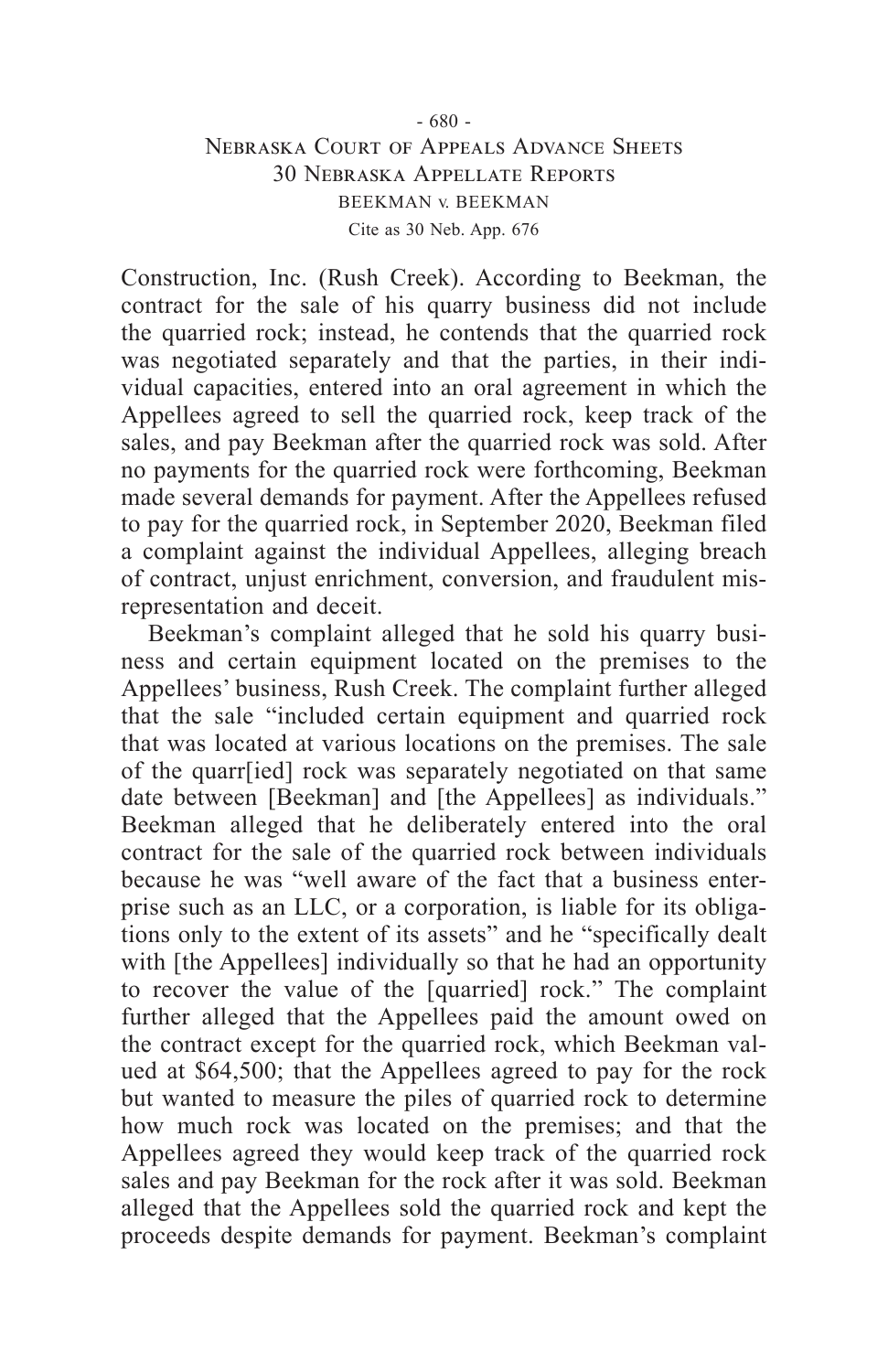Construction, Inc. (Rush Creek). According to Beekman, the contract for the sale of his quarry business did not include the quarried rock; instead, he contends that the quarried rock was negotiated separately and that the parties, in their individual capacities, entered into an oral agreement in which the Appellees agreed to sell the quarried rock, keep track of the sales, and pay Beekman after the quarried rock was sold. After no payments for the quarried rock were forthcoming, Beekman made several demands for payment. After the Appellees refused to pay for the quarried rock, in September 2020, Beekman filed a complaint against the individual Appellees, alleging breach of contract, unjust enrichment, conversion, and fraudulent misrepresentation and deceit.

Beekman's complaint alleged that he sold his quarry business and certain equipment located on the premises to the Appellees' business, Rush Creek. The complaint further alleged that the sale "included certain equipment and quarried rock that was located at various locations on the premises. The sale of the quarr[ied] rock was separately negotiated on that same date between [Beekman] and [the Appellees] as individuals." Beekman alleged that he deliberately entered into the oral contract for the sale of the quarried rock between individuals because he was "well aware of the fact that a business enterprise such as an LLC, or a corporation, is liable for its obligations only to the extent of its assets" and he "specifically dealt with [the Appellees] individually so that he had an opportunity to recover the value of the [quarried] rock." The complaint further alleged that the Appellees paid the amount owed on the contract except for the quarried rock, which Beekman valued at $64,500; that the Appellees agreed to pay for the rock but wanted to measure the piles of quarried rock to determine how much rock was located on the premises; and that the Appellees agreed they would keep track of the quarried rock sales and pay Beekman for the rock after it was sold. Beekman alleged that the Appellees sold the quarried rock and kept the proceeds despite demands for payment. Beekman's complaint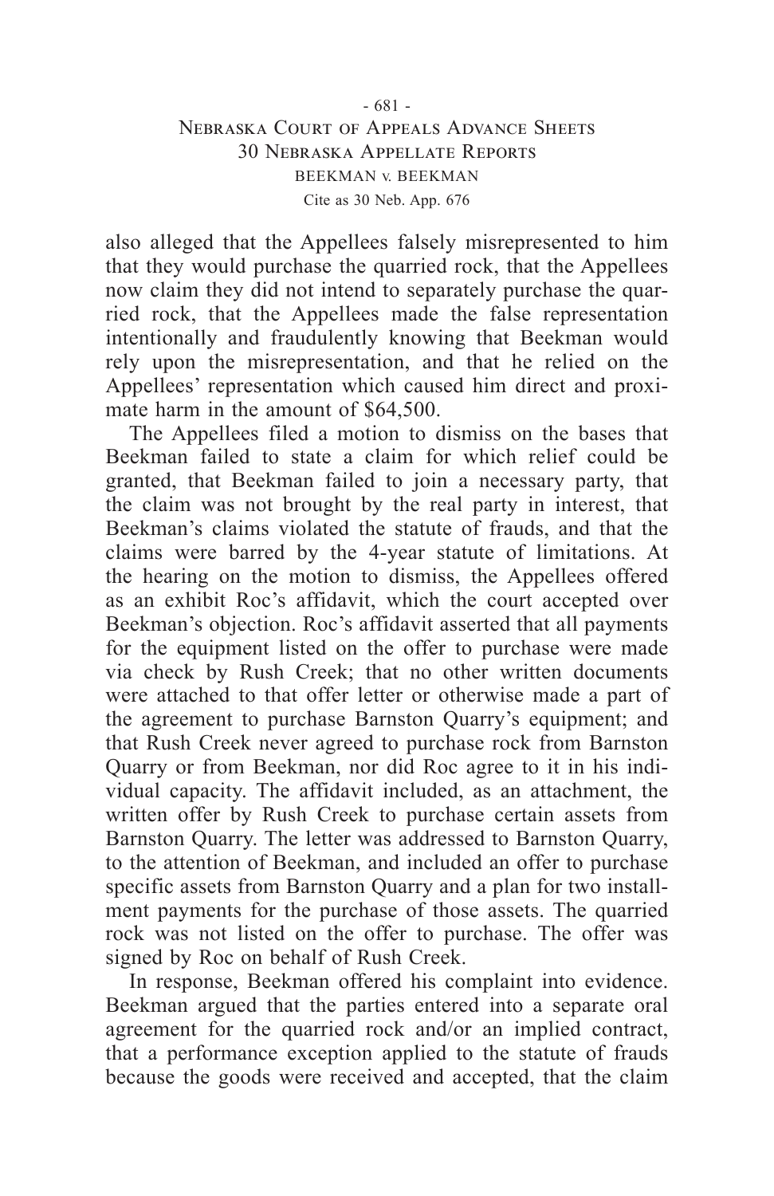also alleged that the Appellees falsely misrepresented to him that they would purchase the quarried rock, that the Appellees now claim they did not intend to separately purchase the quarried rock, that the Appellees made the false representation intentionally and fraudulently knowing that Beekman would rely upon the misrepresentation, and that he relied on the Appellees' representation which caused him direct and proximate harm in the amount of $64,500.

The Appellees filed a motion to dismiss on the bases that Beekman failed to state a claim for which relief could be granted, that Beekman failed to join a necessary party, that the claim was not brought by the real party in interest, that Beekman's claims violated the statute of frauds, and that the claims were barred by the 4-year statute of limitations. At the hearing on the motion to dismiss, the Appellees offered as an exhibit Roc's affidavit, which the court accepted over Beekman's objection. Roc's affidavit asserted that all payments for the equipment listed on the offer to purchase were made via check by Rush Creek; that no other written documents were attached to that offer letter or otherwise made a part of the agreement to purchase Barnston Quarry's equipment; and that Rush Creek never agreed to purchase rock from Barnston Quarry or from Beekman, nor did Roc agree to it in his individual capacity. The affidavit included, as an attachment, the written offer by Rush Creek to purchase certain assets from Barnston Quarry. The letter was addressed to Barnston Quarry, to the attention of Beekman, and included an offer to purchase specific assets from Barnston Quarry and a plan for two installment payments for the purchase of those assets. The quarried rock was not listed on the offer to purchase. The offer was signed by Roc on behalf of Rush Creek.

In response, Beekman offered his complaint into evidence. Beekman argued that the parties entered into a separate oral agreement for the quarried rock and/or an implied contract, that a performance exception applied to the statute of frauds because the goods were received and accepted, that the claim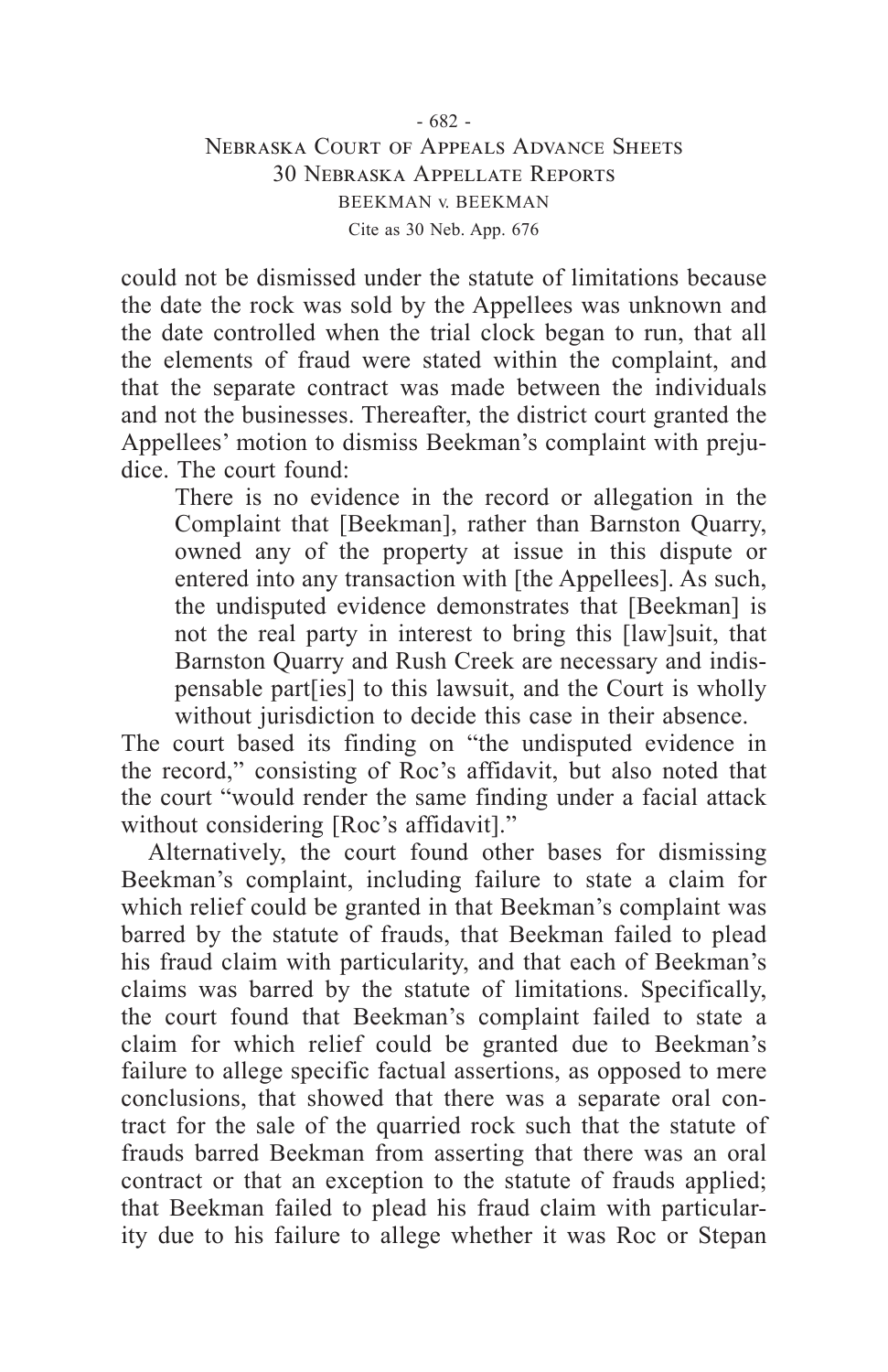could not be dismissed under the statute of limitations because the date the rock was sold by the Appellees was unknown and the date controlled when the trial clock began to run, that all the elements of fraud were stated within the complaint, and that the separate contract was made between the individuals and not the businesses. Thereafter, the district court granted the Appellees' motion to dismiss Beekman's complaint with prejudice. The court found:

> There is no evidence in the record or allegation in the Complaint that [Beekman], rather than Barnston Quarry, owned any of the property at issue in this dispute or entered into any transaction with [the Appellees]. As such, the undisputed evidence demonstrates that [Beekman] is not the real party in interest to bring this [law]suit, that Barnston Quarry and Rush Creek are necessary and indispensable part[ies] to this lawsuit, and the Court is wholly without jurisdiction to decide this case in their absence.

The court based its finding on "the undisputed evidence in the record," consisting of Roc's affidavit, but also noted that the court "would render the same finding under a facial attack without considering [Roc's affidavit]."

Alternatively, the court found other bases for dismissing Beekman's complaint, including failure to state a claim for which relief could be granted in that Beekman's complaint was barred by the statute of frauds, that Beekman failed to plead his fraud claim with particularity, and that each of Beekman's claims was barred by the statute of limitations. Specifically, the court found that Beekman's complaint failed to state a claim for which relief could be granted due to Beekman's failure to allege specific factual assertions, as opposed to mere conclusions, that showed that there was a separate oral contract for the sale of the quarried rock such that the statute of frauds barred Beekman from asserting that there was an oral contract or that an exception to the statute of frauds applied; that Beekman failed to plead his fraud claim with particularity due to his failure to allege whether it was Roc or Stepan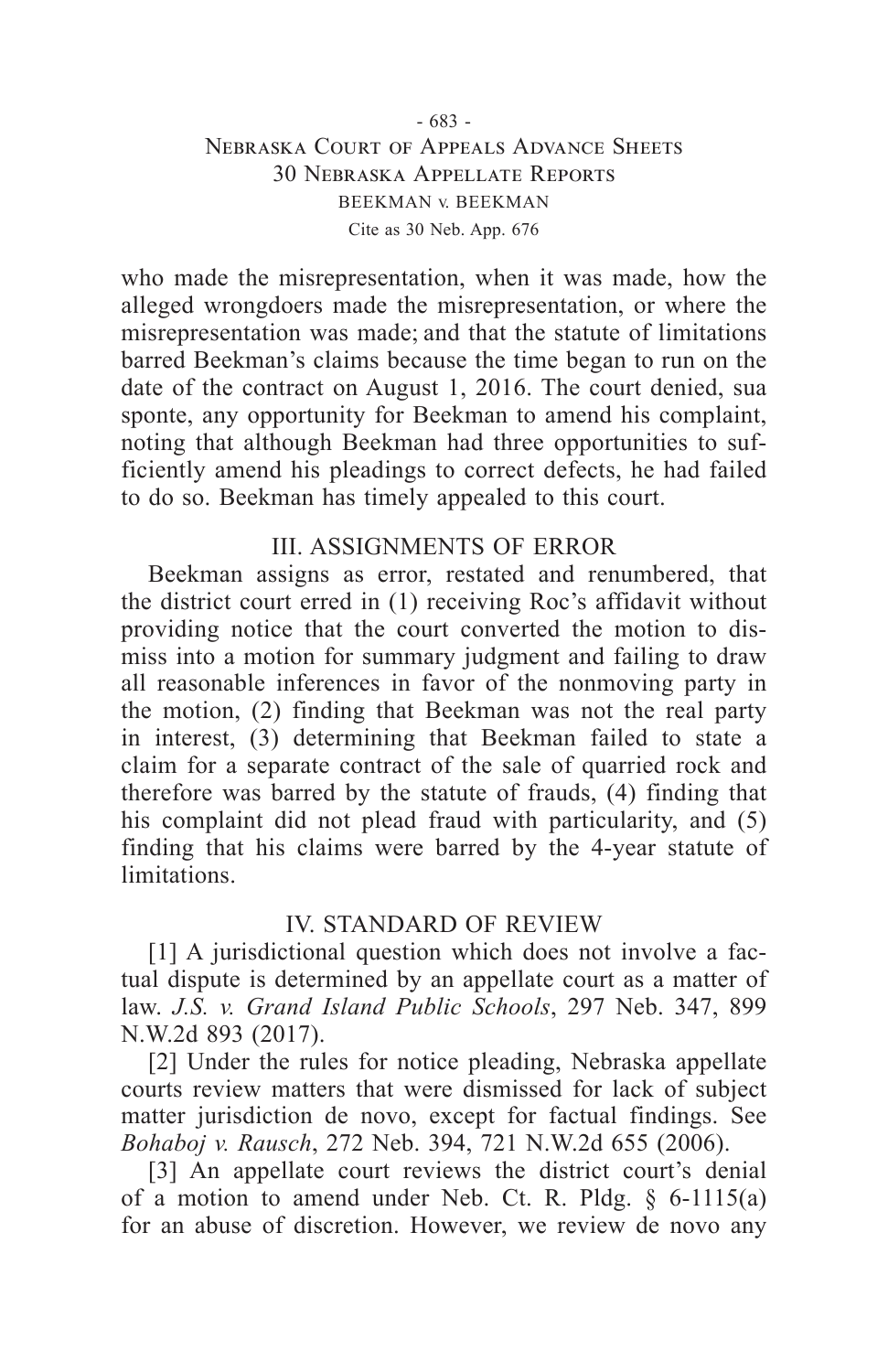who made the misrepresentation, when it was made, how the alleged wrongdoers made the misrepresentation, or where the misrepresentation was made; and that the statute of limitations barred Beekman's claims because the time began to run on the date of the contract on August 1, 2016. The court denied, sua sponte, any opportunity for Beekman to amend his complaint, noting that although Beekman had three opportunities to sufficiently amend his pleadings to correct defects, he had failed to do so. Beekman has timely appealed to this court.

## III. ASSIGNMENTS OF ERROR

Beekman assigns as error, restated and renumbered, that the district court erred in (1) receiving Roc's affidavit without providing notice that the court converted the motion to dismiss into a motion for summary judgment and failing to draw all reasonable inferences in favor of the nonmoving party in the motion, (2) finding that Beekman was not the real party in interest, (3) determining that Beekman failed to state a claim for a separate contract of the sale of quarried rock and therefore was barred by the statute of frauds, (4) finding that his complaint did not plead fraud with particularity, and (5) finding that his claims were barred by the 4-year statute of limitations.

## IV. STANDARD OF REVIEW

[1] A jurisdictional question which does not involve a factual dispute is determined by an appellate court as a matter of law. *J.S. v. Grand Island Public Schools*, 297 Neb. 347, 899 N.W.2d 893 (2017).

[2] Under the rules for notice pleading, Nebraska appellate courts review matters that were dismissed for lack of subject matter jurisdiction de novo, except for factual findings. See *Bohaboj v. Rausch*, 272 Neb. 394, 721 N.W.2d 655 (2006).

[3] An appellate court reviews the district court's denial of a motion to amend under Neb. Ct. R. Pldg. § 6-1115(a) for an abuse of discretion. However, we review de novo any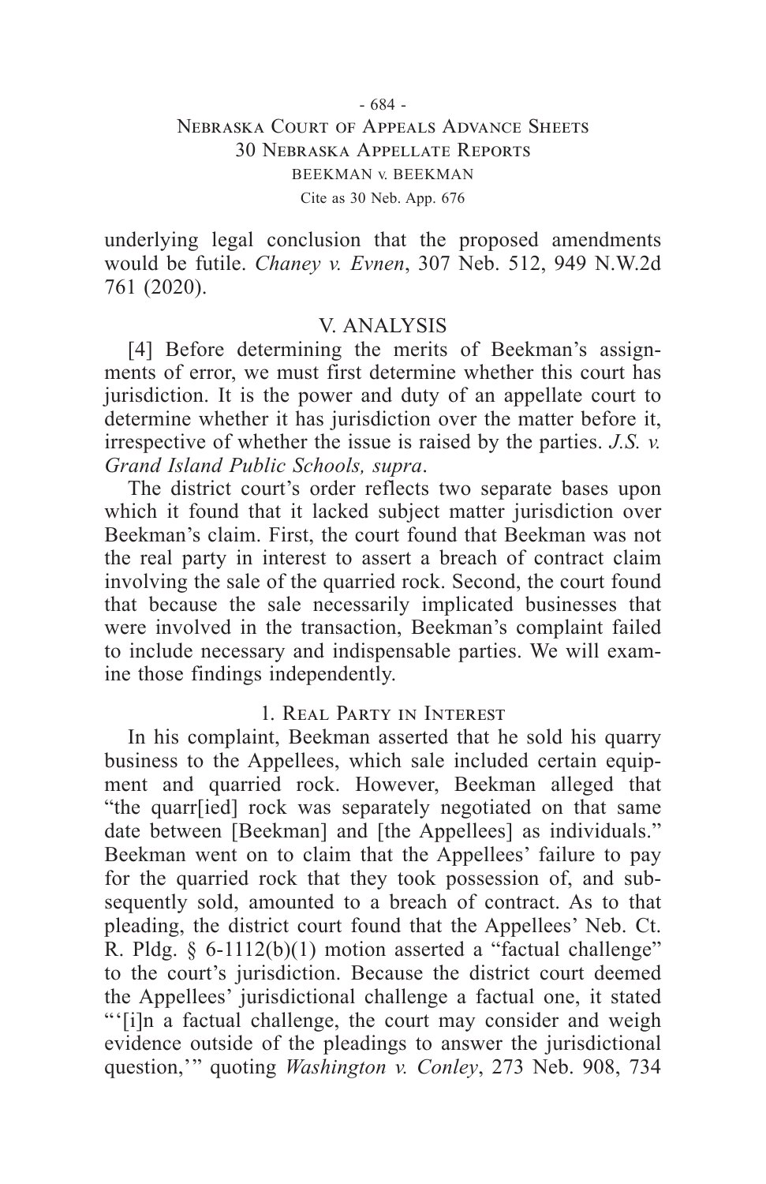underlying legal conclusion that the proposed amendments would be futile. *Chaney v. Evnen*, 307 Neb. 512, 949 N.W.2d 761 (2020).

## V. ANALYSIS

[4] Before determining the merits of Beekman's assignments of error, we must first determine whether this court has jurisdiction. It is the power and duty of an appellate court to determine whether it has jurisdiction over the matter before it, irrespective of whether the issue is raised by the parties. *J.S. v. Grand Island Public Schools, supra*.

The district court's order reflects two separate bases upon which it found that it lacked subject matter jurisdiction over Beekman's claim. First, the court found that Beekman was not the real party in interest to assert a breach of contract claim involving the sale of the quarried rock. Second, the court found that because the sale necessarily implicated businesses that were involved in the transaction, Beekman's complaint failed to include necessary and indispensable parties. We will examine those findings independently.

### 1. Real Party in Interest

In his complaint, Beekman asserted that he sold his quarry business to the Appellees, which sale included certain equipment and quarried rock. However, Beekman alleged that "the quarr[ied] rock was separately negotiated on that same date between [Beekman] and [the Appellees] as individuals." Beekman went on to claim that the Appellees' failure to pay for the quarried rock that they took possession of, and subsequently sold, amounted to a breach of contract. As to that pleading, the district court found that the Appellees' Neb. Ct. R. Pldg. § 6-1112(b)(1) motion asserted a "factual challenge" to the court's jurisdiction. Because the district court deemed the Appellees' jurisdictional challenge a factual one, it stated "'[i]n a factual challenge, the court may consider and weigh evidence outside of the pleadings to answer the jurisdictional question,'" quoting *Washington v. Conley*, 273 Neb. 908, 734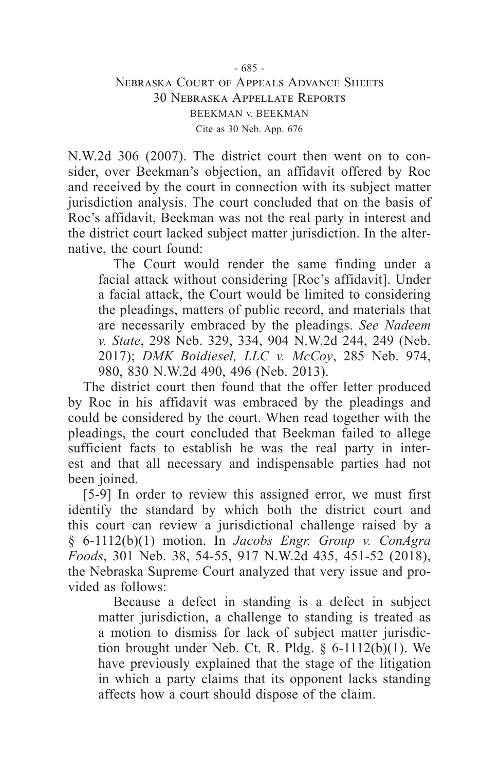N.W.2d 306 (2007). The district court then went on to consider, over Beekman's objection, an affidavit offered by Roc and received by the court in connection with its subject matter jurisdiction analysis. The court concluded that on the basis of Roc's affidavit, Beekman was not the real party in interest and the district court lacked subject matter jurisdiction. In the alternative, the court found:

> The Court would render the same finding under a facial attack without considering [Roc's affidavit]. Under a facial attack, the Court would be limited to considering the pleadings, matters of public record, and materials that are necessarily embraced by the pleadings. *See Nadeem v. State*, 298 Neb. 329, 334, 904 N.W.2d 244, 249 (Neb. 2017); *DMK Boidiesel, LLC v. McCoy*, 285 Neb. 974, 980, 830 N.W.2d 490, 496 (Neb. 2013).

The district court then found that the offer letter produced by Roc in his affidavit was embraced by the pleadings and could be considered by the court. When read together with the pleadings, the court concluded that Beekman failed to allege sufficient facts to establish he was the real party in interest and that all necessary and indispensable parties had not been joined.

[5-9] In order to review this assigned error, we must first identify the standard by which both the district court and this court can review a jurisdictional challenge raised by a § 6-1112(b)(1) motion. In *Jacobs Engr. Group v. ConAgra Foods*, 301 Neb. 38, 54-55, 917 N.W.2d 435, 451-52 (2018), the Nebraska Supreme Court analyzed that very issue and provided as follows:

> Because a defect in standing is a defect in subject matter jurisdiction, a challenge to standing is treated as a motion to dismiss for lack of subject matter jurisdiction brought under Neb. Ct. R. Pldg. § 6-1112(b)(1). We have previously explained that the stage of the litigation in which a party claims that its opponent lacks standing affects how a court should dispose of the claim.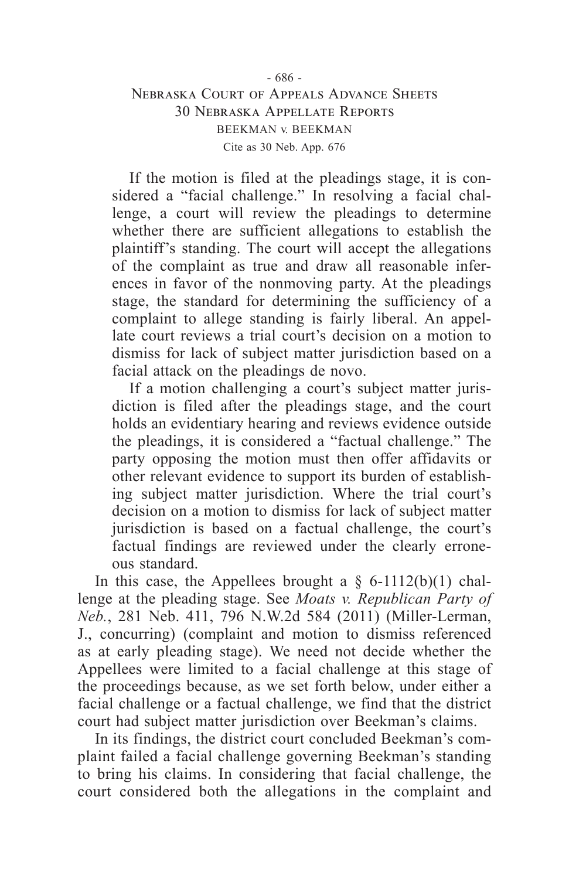> If the motion is filed at the pleadings stage, it is considered a "facial challenge." In resolving a facial challenge, a court will review the pleadings to determine whether there are sufficient allegations to establish the plaintiff's standing. The court will accept the allegations of the complaint as true and draw all reasonable inferences in favor of the nonmoving party. At the pleadings stage, the standard for determining the sufficiency of a complaint to allege standing is fairly liberal. An appellate court reviews a trial court's decision on a motion to dismiss for lack of subject matter jurisdiction based on a facial attack on the pleadings de novo.
>
> If a motion challenging a court's subject matter jurisdiction is filed after the pleadings stage, and the court holds an evidentiary hearing and reviews evidence outside the pleadings, it is considered a "factual challenge." The party opposing the motion must then offer affidavits or other relevant evidence to support its burden of establishing subject matter jurisdiction. Where the trial court's decision on a motion to dismiss for lack of subject matter jurisdiction is based on a factual challenge, the court's factual findings are reviewed under the clearly erroneous standard.

In this case, the Appellees brought a § 6-1112(b)(1) challenge at the pleading stage. See *Moats v. Republican Party of Neb.*, 281 Neb. 411, 796 N.W.2d 584 (2011) (Miller-Lerman, J., concurring) (complaint and motion to dismiss referenced as at early pleading stage). We need not decide whether the Appellees were limited to a facial challenge at this stage of the proceedings because, as we set forth below, under either a facial challenge or a factual challenge, we find that the district court had subject matter jurisdiction over Beekman's claims.

In its findings, the district court concluded Beekman's complaint failed a facial challenge governing Beekman's standing to bring his claims. In considering that facial challenge, the court considered both the allegations in the complaint and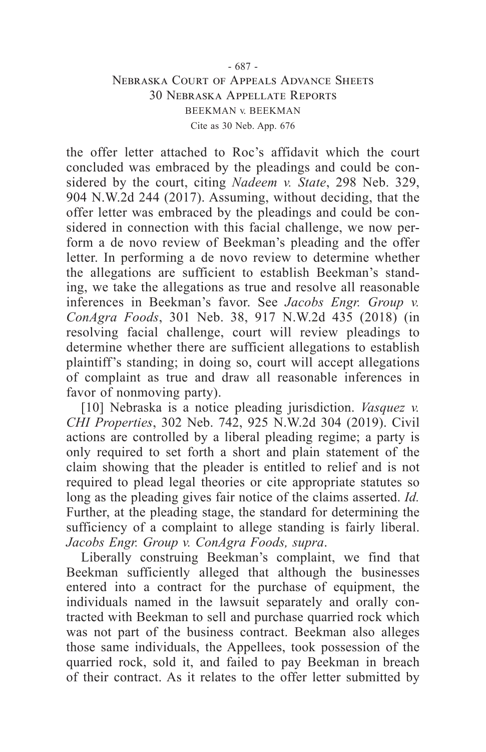the offer letter attached to Roc's affidavit which the court concluded was embraced by the pleadings and could be considered by the court, citing *Nadeem v. State*, 298 Neb. 329, 904 N.W.2d 244 (2017). Assuming, without deciding, that the offer letter was embraced by the pleadings and could be considered in connection with this facial challenge, we now perform a de novo review of Beekman's pleading and the offer letter. In performing a de novo review to determine whether the allegations are sufficient to establish Beekman's standing, we take the allegations as true and resolve all reasonable inferences in Beekman's favor. See *Jacobs Engr. Group v. ConAgra Foods*, 301 Neb. 38, 917 N.W.2d 435 (2018) (in resolving facial challenge, court will review pleadings to determine whether there are sufficient allegations to establish plaintiff's standing; in doing so, court will accept allegations of complaint as true and draw all reasonable inferences in favor of nonmoving party).

[10] Nebraska is a notice pleading jurisdiction. *Vasquez v. CHI Properties*, 302 Neb. 742, 925 N.W.2d 304 (2019). Civil actions are controlled by a liberal pleading regime; a party is only required to set forth a short and plain statement of the claim showing that the pleader is entitled to relief and is not required to plead legal theories or cite appropriate statutes so long as the pleading gives fair notice of the claims asserted. *Id.* Further, at the pleading stage, the standard for determining the sufficiency of a complaint to allege standing is fairly liberal. *Jacobs Engr. Group v. ConAgra Foods, supra*.

Liberally construing Beekman's complaint, we find that Beekman sufficiently alleged that although the businesses entered into a contract for the purchase of equipment, the individuals named in the lawsuit separately and orally contracted with Beekman to sell and purchase quarried rock which was not part of the business contract. Beekman also alleges those same individuals, the Appellees, took possession of the quarried rock, sold it, and failed to pay Beekman in breach of their contract. As it relates to the offer letter submitted by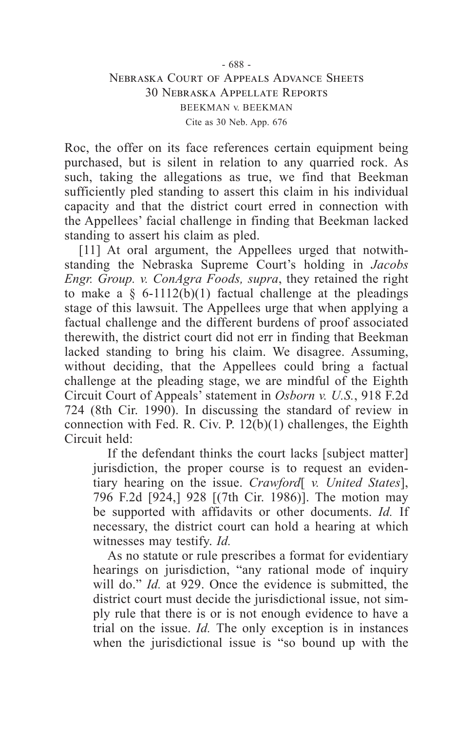Roc, the offer on its face references certain equipment being purchased, but is silent in relation to any quarried rock. As such, taking the allegations as true, we find that Beekman sufficiently pled standing to assert this claim in his individual capacity and that the district court erred in connection with the Appellees' facial challenge in finding that Beekman lacked standing to assert his claim as pled.

[11] At oral argument, the Appellees urged that notwithstanding the Nebraska Supreme Court's holding in *Jacobs Engr. Group. v. ConAgra Foods, supra*, they retained the right to make a § 6-1112(b)(1) factual challenge at the pleadings stage of this lawsuit. The Appellees urge that when applying a factual challenge and the different burdens of proof associated therewith, the district court did not err in finding that Beekman lacked standing to bring his claim. We disagree. Assuming, without deciding, that the Appellees could bring a factual challenge at the pleading stage, we are mindful of the Eighth Circuit Court of Appeals' statement in *Osborn v. U.S.*, 918 F.2d 724 (8th Cir. 1990). In discussing the standard of review in connection with Fed. R. Civ. P. 12(b)(1) challenges, the Eighth Circuit held:

> If the defendant thinks the court lacks [subject matter] jurisdiction, the proper course is to request an evidentiary hearing on the issue. *Crawford*[ *v. United States*], 796 F.2d [924,] 928 [(7th Cir. 1986)]. The motion may be supported with affidavits or other documents. *Id.* If necessary, the district court can hold a hearing at which witnesses may testify. *Id.*
>
> As no statute or rule prescribes a format for evidentiary hearings on jurisdiction, "any rational mode of inquiry will do." *Id.* at 929. Once the evidence is submitted, the district court must decide the jurisdictional issue, not simply rule that there is or is not enough evidence to have a trial on the issue. *Id.* The only exception is in instances when the jurisdictional issue is "so bound up with the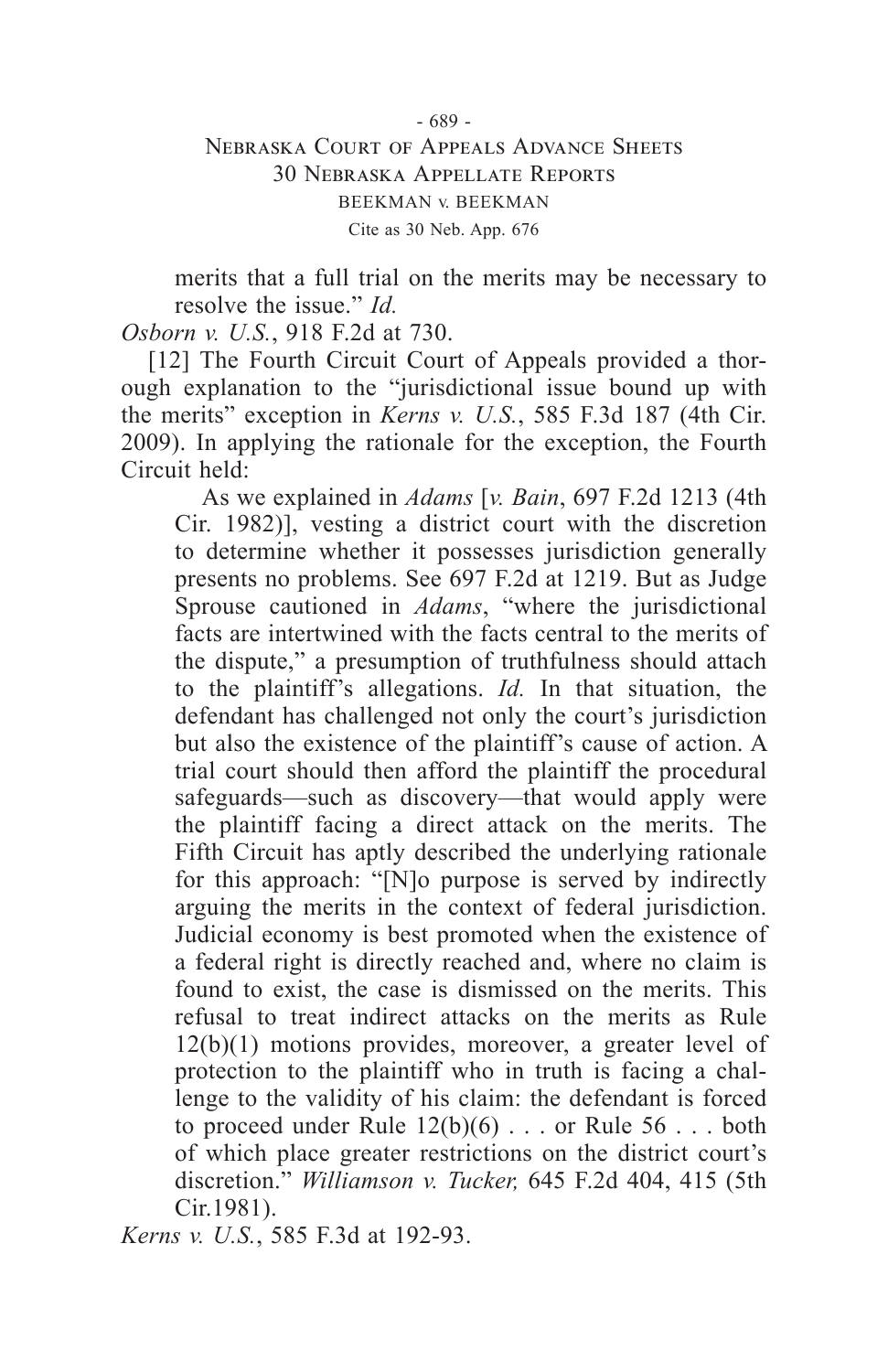> merits that a full trial on the merits may be necessary to resolve the issue." *Id.*

*Osborn v. U.S.*, 918 F.2d at 730.

[12] The Fourth Circuit Court of Appeals provided a thorough explanation to the "jurisdictional issue bound up with the merits" exception in *Kerns v. U.S.*, 585 F.3d 187 (4th Cir. 2009). In applying the rationale for the exception, the Fourth Circuit held:

> As we explained in *Adams* [*v. Bain*, 697 F.2d 1213 (4th Cir. 1982)], vesting a district court with the discretion to determine whether it possesses jurisdiction generally presents no problems. See 697 F.2d at 1219. But as Judge Sprouse cautioned in *Adams*, "where the jurisdictional facts are intertwined with the facts central to the merits of the dispute," a presumption of truthfulness should attach to the plaintiff's allegations. *Id.* In that situation, the defendant has challenged not only the court's jurisdiction but also the existence of the plaintiff's cause of action. A trial court should then afford the plaintiff the procedural safeguards—such as discovery—that would apply were the plaintiff facing a direct attack on the merits. The Fifth Circuit has aptly described the underlying rationale for this approach: "[N]o purpose is served by indirectly arguing the merits in the context of federal jurisdiction. Judicial economy is best promoted when the existence of a federal right is directly reached and, where no claim is found to exist, the case is dismissed on the merits. This refusal to treat indirect attacks on the merits as Rule 12(b)(1) motions provides, moreover, a greater level of protection to the plaintiff who in truth is facing a challenge to the validity of his claim: the defendant is forced to proceed under Rule 12(b)(6) . . . or Rule 56 . . . both of which place greater restrictions on the district court's discretion." *Williamson v. Tucker,* 645 F.2d 404, 415 (5th Cir.1981).

*Kerns v. U.S.*, 585 F.3d at 192-93.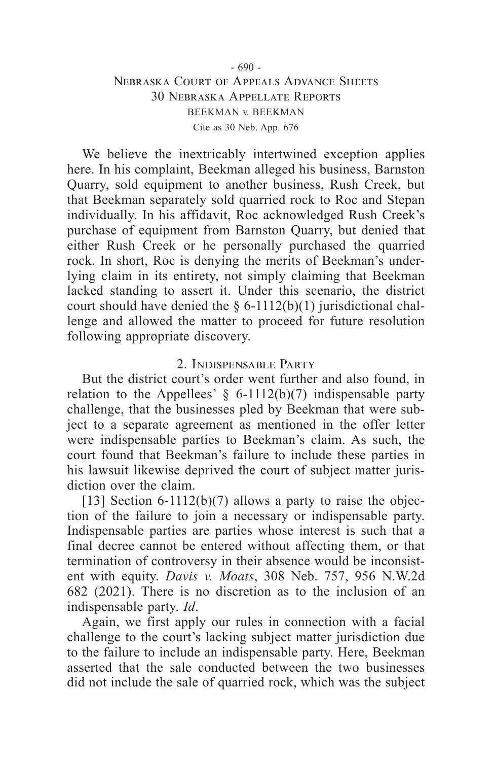We believe the inextricably intertwined exception applies here. In his complaint, Beekman alleged his business, Barnston Quarry, sold equipment to another business, Rush Creek, but that Beekman separately sold quarried rock to Roc and Stepan individually. In his affidavit, Roc acknowledged Rush Creek's purchase of equipment from Barnston Quarry, but denied that either Rush Creek or he personally purchased the quarried rock. In short, Roc is denying the merits of Beekman's underlying claim in its entirety, not simply claiming that Beekman lacked standing to assert it. Under this scenario, the district court should have denied the § 6-1112(b)(1) jurisdictional challenge and allowed the matter to proceed for future resolution following appropriate discovery.

## 2. Indispensable Party

But the district court's order went further and also found, in relation to the Appellees' § 6-1112(b)(7) indispensable party challenge, that the businesses pled by Beekman that were subject to a separate agreement as mentioned in the offer letter were indispensable parties to Beekman's claim. As such, the court found that Beekman's failure to include these parties in his lawsuit likewise deprived the court of subject matter jurisdiction over the claim.

[13] Section 6-1112(b)(7) allows a party to raise the objection of the failure to join a necessary or indispensable party. Indispensable parties are parties whose interest is such that a final decree cannot be entered without affecting them, or that termination of controversy in their absence would be inconsistent with equity. *Davis v. Moats*, 308 Neb. 757, 956 N.W.2d 682 (2021). There is no discretion as to the inclusion of an indispensable party. *Id*.

Again, we first apply our rules in connection with a facial challenge to the court's lacking subject matter jurisdiction due to the failure to include an indispensable party. Here, Beekman asserted that the sale conducted between the two businesses did not include the sale of quarried rock, which was the subject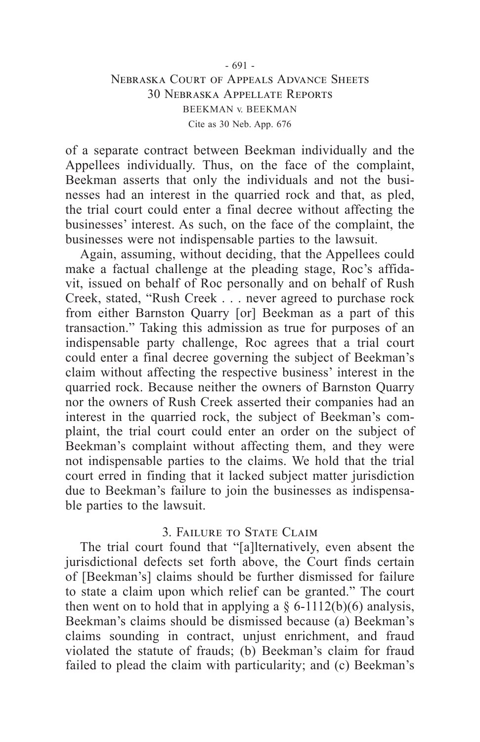of a separate contract between Beekman individually and the Appellees individually. Thus, on the face of the complaint, Beekman asserts that only the individuals and not the businesses had an interest in the quarried rock and that, as pled, the trial court could enter a final decree without affecting the businesses' interest. As such, on the face of the complaint, the businesses were not indispensable parties to the lawsuit.

Again, assuming, without deciding, that the Appellees could make a factual challenge at the pleading stage, Roc's affidavit, issued on behalf of Roc personally and on behalf of Rush Creek, stated, "Rush Creek . . . never agreed to purchase rock from either Barnston Quarry [or] Beekman as a part of this transaction." Taking this admission as true for purposes of an indispensable party challenge, Roc agrees that a trial court could enter a final decree governing the subject of Beekman's claim without affecting the respective business' interest in the quarried rock. Because neither the owners of Barnston Quarry nor the owners of Rush Creek asserted their companies had an interest in the quarried rock, the subject of Beekman's complaint, the trial court could enter an order on the subject of Beekman's complaint without affecting them, and they were not indispensable parties to the claims. We hold that the trial court erred in finding that it lacked subject matter jurisdiction due to Beekman's failure to join the businesses as indispensable parties to the lawsuit.

### 3. Failure to State Claim

The trial court found that "[a]lternatively, even absent the jurisdictional defects set forth above, the Court finds certain of [Beekman's] claims should be further dismissed for failure to state a claim upon which relief can be granted." The court then went on to hold that in applying a § 6-1112(b)(6) analysis, Beekman's claims should be dismissed because (a) Beekman's claims sounding in contract, unjust enrichment, and fraud violated the statute of frauds; (b) Beekman's claim for fraud failed to plead the claim with particularity; and (c) Beekman's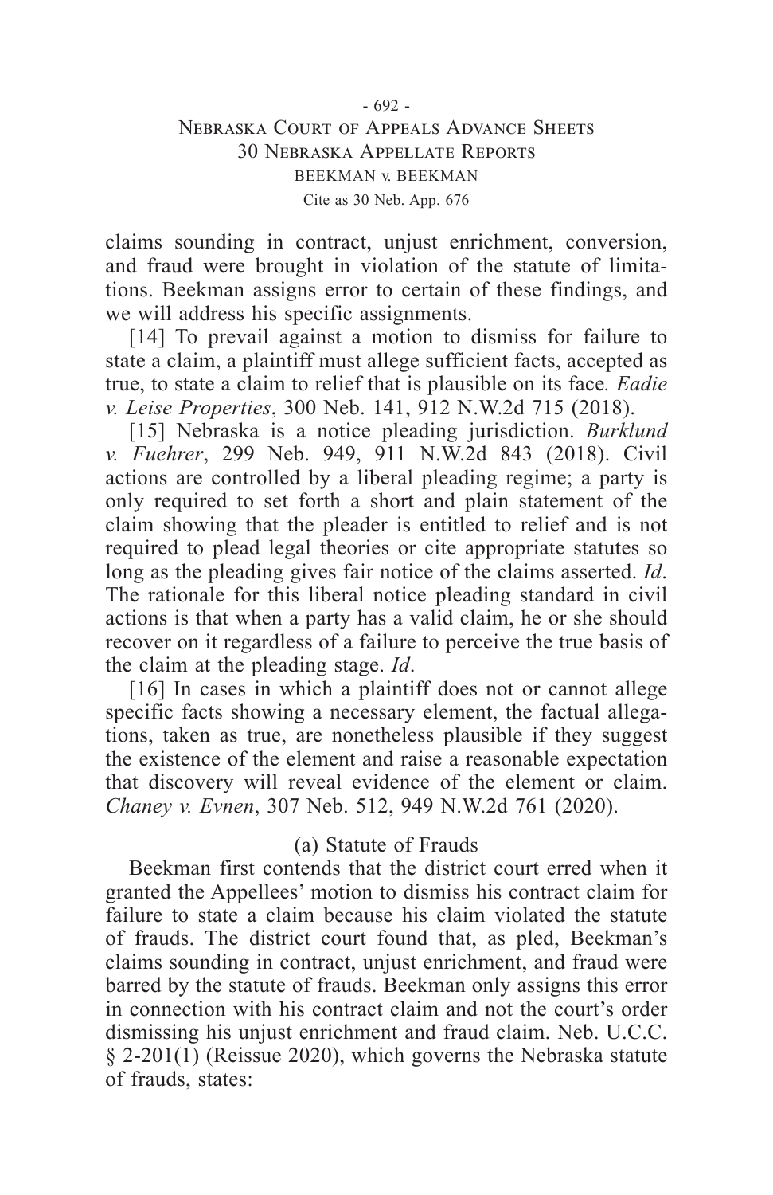claims sounding in contract, unjust enrichment, conversion, and fraud were brought in violation of the statute of limitations. Beekman assigns error to certain of these findings, and we will address his specific assignments.

[14] To prevail against a motion to dismiss for failure to state a claim, a plaintiff must allege sufficient facts, accepted as true, to state a claim to relief that is plausible on its face. *Eadie v. Leise Properties*, 300 Neb. 141, 912 N.W.2d 715 (2018).

[15] Nebraska is a notice pleading jurisdiction. *Burklund v. Fuehrer*, 299 Neb. 949, 911 N.W.2d 843 (2018). Civil actions are controlled by a liberal pleading regime; a party is only required to set forth a short and plain statement of the claim showing that the pleader is entitled to relief and is not required to plead legal theories or cite appropriate statutes so long as the pleading gives fair notice of the claims asserted. *Id*. The rationale for this liberal notice pleading standard in civil actions is that when a party has a valid claim, he or she should recover on it regardless of a failure to perceive the true basis of the claim at the pleading stage. *Id*.

[16] In cases in which a plaintiff does not or cannot allege specific facts showing a necessary element, the factual allegations, taken as true, are nonetheless plausible if they suggest the existence of the element and raise a reasonable expectation that discovery will reveal evidence of the element or claim. *Chaney v. Evnen*, 307 Neb. 512, 949 N.W.2d 761 (2020).

### (a) Statute of Frauds

Beekman first contends that the district court erred when it granted the Appellees' motion to dismiss his contract claim for failure to state a claim because his claim violated the statute of frauds. The district court found that, as pled, Beekman's claims sounding in contract, unjust enrichment, and fraud were barred by the statute of frauds. Beekman only assigns this error in connection with his contract claim and not the court's order dismissing his unjust enrichment and fraud claim. Neb. U.C.C. § 2-201(1) (Reissue 2020), which governs the Nebraska statute of frauds, states: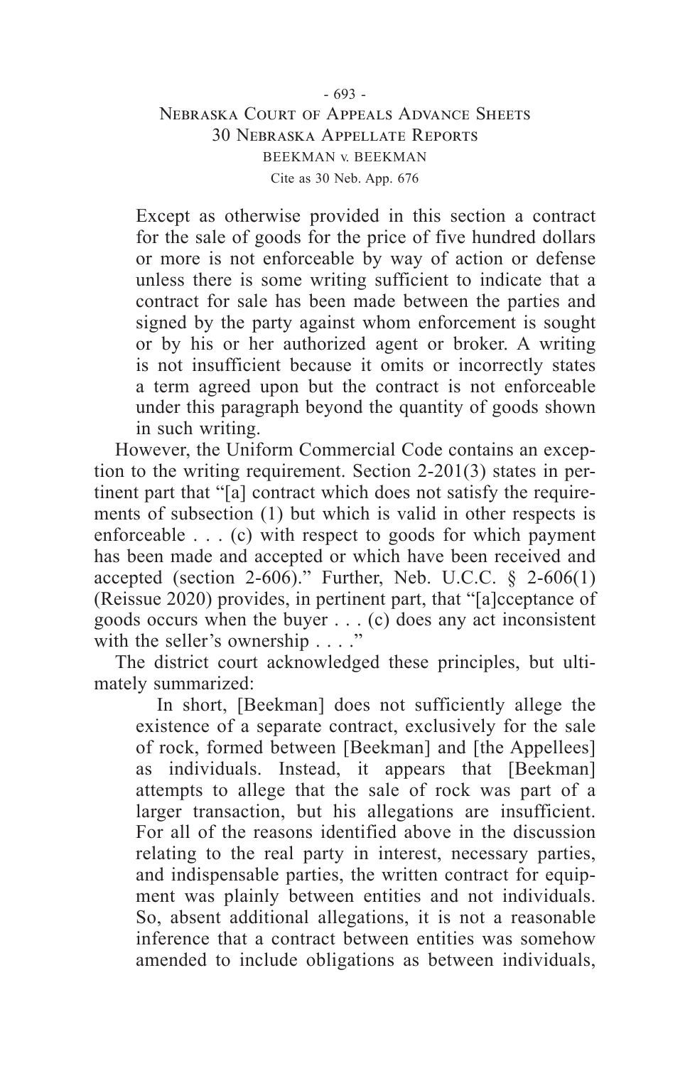> Except as otherwise provided in this section a contract for the sale of goods for the price of five hundred dollars or more is not enforceable by way of action or defense unless there is some writing sufficient to indicate that a contract for sale has been made between the parties and signed by the party against whom enforcement is sought or by his or her authorized agent or broker. A writing is not insufficient because it omits or incorrectly states a term agreed upon but the contract is not enforceable under this paragraph beyond the quantity of goods shown in such writing.

However, the Uniform Commercial Code contains an exception to the writing requirement. Section 2-201(3) states in pertinent part that "[a] contract which does not satisfy the requirements of subsection (1) but which is valid in other respects is enforceable . . . (c) with respect to goods for which payment has been made and accepted or which have been received and accepted (section 2-606)." Further, Neb. U.C.C. § 2-606(1) (Reissue 2020) provides, in pertinent part, that "[a]cceptance of goods occurs when the buyer . . . (c) does any act inconsistent with the seller's ownership . . . ."

The district court acknowledged these principles, but ultimately summarized:

> In short, [Beekman] does not sufficiently allege the existence of a separate contract, exclusively for the sale of rock, formed between [Beekman] and [the Appellees] as individuals. Instead, it appears that [Beekman] attempts to allege that the sale of rock was part of a larger transaction, but his allegations are insufficient. For all of the reasons identified above in the discussion relating to the real party in interest, necessary parties, and indispensable parties, the written contract for equipment was plainly between entities and not individuals. So, absent additional allegations, it is not a reasonable inference that a contract between entities was somehow amended to include obligations as between individuals,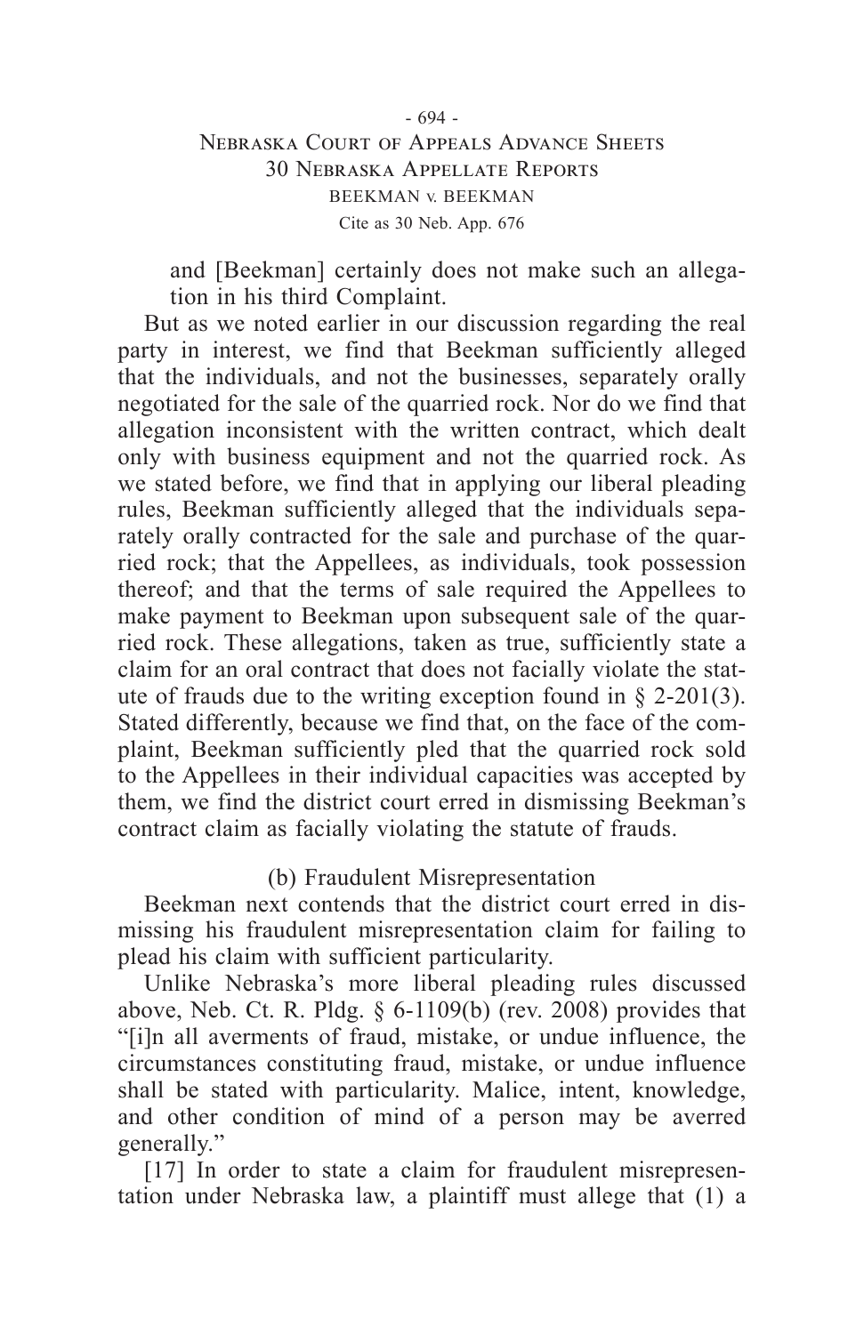and [Beekman] certainly does not make such an allegation in his third Complaint.

But as we noted earlier in our discussion regarding the real party in interest, we find that Beekman sufficiently alleged that the individuals, and not the businesses, separately orally negotiated for the sale of the quarried rock. Nor do we find that allegation inconsistent with the written contract, which dealt only with business equipment and not the quarried rock. As we stated before, we find that in applying our liberal pleading rules, Beekman sufficiently alleged that the individuals separately orally contracted for the sale and purchase of the quarried rock; that the Appellees, as individuals, took possession thereof; and that the terms of sale required the Appellees to make payment to Beekman upon subsequent sale of the quarried rock. These allegations, taken as true, sufficiently state a claim for an oral contract that does not facially violate the statute of frauds due to the writing exception found in § 2-201(3). Stated differently, because we find that, on the face of the complaint, Beekman sufficiently pled that the quarried rock sold to the Appellees in their individual capacities was accepted by them, we find the district court erred in dismissing Beekman's contract claim as facially violating the statute of frauds.

### (b) Fraudulent Misrepresentation

Beekman next contends that the district court erred in dismissing his fraudulent misrepresentation claim for failing to plead his claim with sufficient particularity.

Unlike Nebraska's more liberal pleading rules discussed above, Neb. Ct. R. Pldg. § 6-1109(b) (rev. 2008) provides that "[i]n all averments of fraud, mistake, or undue influence, the circumstances constituting fraud, mistake, or undue influence shall be stated with particularity. Malice, intent, knowledge, and other condition of mind of a person may be averred generally."

[17] In order to state a claim for fraudulent misrepresentation under Nebraska law, a plaintiff must allege that (1) a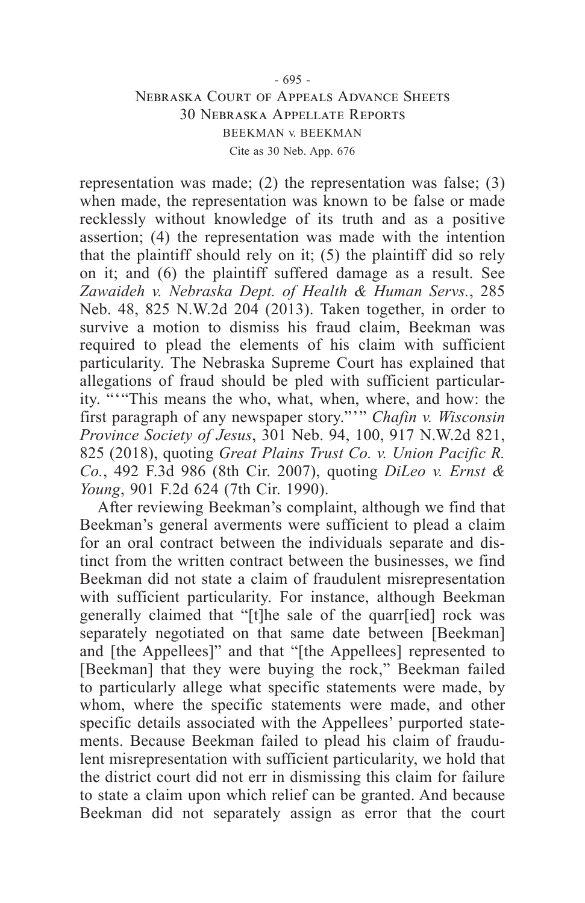representation was made; (2) the representation was false; (3) when made, the representation was known to be false or made recklessly without knowledge of its truth and as a positive assertion; (4) the representation was made with the intention that the plaintiff should rely on it; (5) the plaintiff did so rely on it; and (6) the plaintiff suffered damage as a result. See *Zawaideh v. Nebraska Dept. of Health & Human Servs.*, 285 Neb. 48, 825 N.W.2d 204 (2013). Taken together, in order to survive a motion to dismiss his fraud claim, Beekman was required to plead the elements of his claim with sufficient particularity. The Nebraska Supreme Court has explained that allegations of fraud should be pled with sufficient particularity. "'"This means the who, what, when, where, and how: the first paragraph of any newspaper story."'" *Chafin v. Wisconsin Province Society of Jesus*, 301 Neb. 94, 100, 917 N.W.2d 821, 825 (2018), quoting *Great Plains Trust Co. v. Union Pacific R. Co.*, 492 F.3d 986 (8th Cir. 2007), quoting *DiLeo v. Ernst & Young*, 901 F.2d 624 (7th Cir. 1990).

After reviewing Beekman's complaint, although we find that Beekman's general averments were sufficient to plead a claim for an oral contract between the individuals separate and distinct from the written contract between the businesses, we find Beekman did not state a claim of fraudulent misrepresentation with sufficient particularity. For instance, although Beekman generally claimed that "[t]he sale of the quarr[ied] rock was separately negotiated on that same date between [Beekman] and [the Appellees]" and that "[the Appellees] represented to [Beekman] that they were buying the rock," Beekman failed to particularly allege what specific statements were made, by whom, where the specific statements were made, and other specific details associated with the Appellees' purported statements. Because Beekman failed to plead his claim of fraudulent misrepresentation with sufficient particularity, we hold that the district court did not err in dismissing this claim for failure to state a claim upon which relief can be granted. And because Beekman did not separately assign as error that the court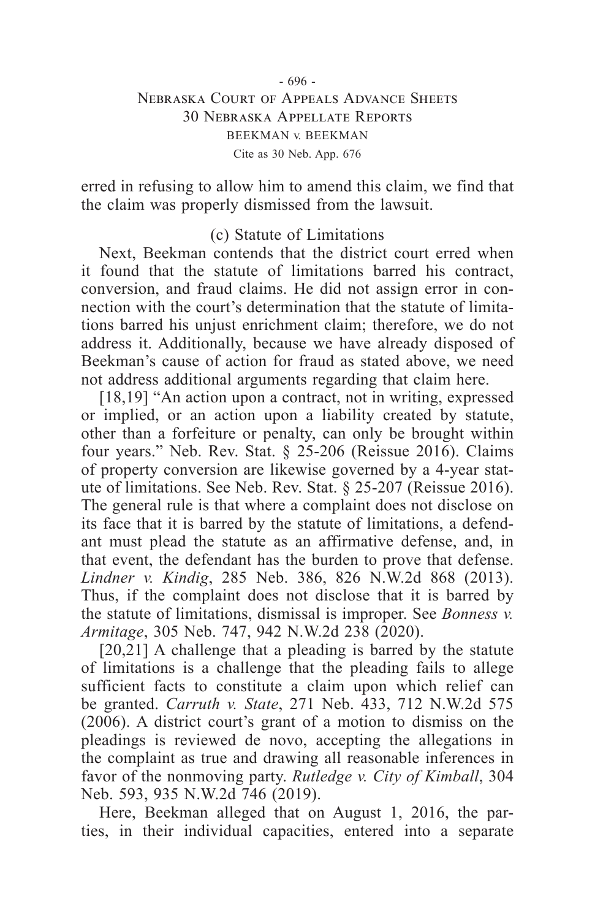erred in refusing to allow him to amend this claim, we find that the claim was properly dismissed from the lawsuit.

### (c) Statute of Limitations

Next, Beekman contends that the district court erred when it found that the statute of limitations barred his contract, conversion, and fraud claims. He did not assign error in connection with the court's determination that the statute of limitations barred his unjust enrichment claim; therefore, we do not address it. Additionally, because we have already disposed of Beekman's cause of action for fraud as stated above, we need not address additional arguments regarding that claim here.

[18,19] "An action upon a contract, not in writing, expressed or implied, or an action upon a liability created by statute, other than a forfeiture or penalty, can only be brought within four years." Neb. Rev. Stat. § 25-206 (Reissue 2016). Claims of property conversion are likewise governed by a 4-year statute of limitations. See Neb. Rev. Stat. § 25-207 (Reissue 2016). The general rule is that where a complaint does not disclose on its face that it is barred by the statute of limitations, a defendant must plead the statute as an affirmative defense, and, in that event, the defendant has the burden to prove that defense. *Lindner v. Kindig*, 285 Neb. 386, 826 N.W.2d 868 (2013). Thus, if the complaint does not disclose that it is barred by the statute of limitations, dismissal is improper. See *Bonness v. Armitage*, 305 Neb. 747, 942 N.W.2d 238 (2020).

[20,21] A challenge that a pleading is barred by the statute of limitations is a challenge that the pleading fails to allege sufficient facts to constitute a claim upon which relief can be granted. *Carruth v. State*, 271 Neb. 433, 712 N.W.2d 575 (2006). A district court's grant of a motion to dismiss on the pleadings is reviewed de novo, accepting the allegations in the complaint as true and drawing all reasonable inferences in favor of the nonmoving party. *Rutledge v. City of Kimball*, 304 Neb. 593, 935 N.W.2d 746 (2019).

Here, Beekman alleged that on August 1, 2016, the parties, in their individual capacities, entered into a separate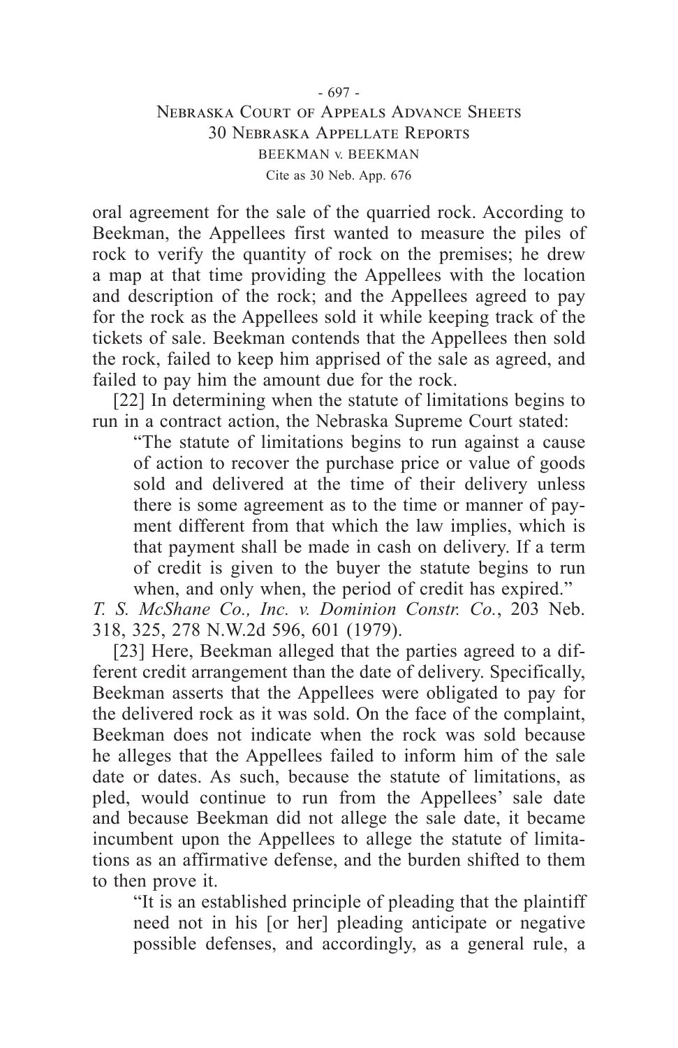oral agreement for the sale of the quarried rock. According to Beekman, the Appellees first wanted to measure the piles of rock to verify the quantity of rock on the premises; he drew a map at that time providing the Appellees with the location and description of the rock; and the Appellees agreed to pay for the rock as the Appellees sold it while keeping track of the tickets of sale. Beekman contends that the Appellees then sold the rock, failed to keep him apprised of the sale as agreed, and failed to pay him the amount due for the rock.

[22] In determining when the statute of limitations begins to run in a contract action, the Nebraska Supreme Court stated:

> "The statute of limitations begins to run against a cause of action to recover the purchase price or value of goods sold and delivered at the time of their delivery unless there is some agreement as to the time or manner of payment different from that which the law implies, which is that payment shall be made in cash on delivery. If a term of credit is given to the buyer the statute begins to run when, and only when, the period of credit has expired."

*T. S. McShane Co., Inc. v. Dominion Constr. Co.*, 203 Neb. 318, 325, 278 N.W.2d 596, 601 (1979).

[23] Here, Beekman alleged that the parties agreed to a different credit arrangement than the date of delivery. Specifically, Beekman asserts that the Appellees were obligated to pay for the delivered rock as it was sold. On the face of the complaint, Beekman does not indicate when the rock was sold because he alleges that the Appellees failed to inform him of the sale date or dates. As such, because the statute of limitations, as pled, would continue to run from the Appellees' sale date and because Beekman did not allege the sale date, it became incumbent upon the Appellees to allege the statute of limitations as an affirmative defense, and the burden shifted to them to then prove it.

> "It is an established principle of pleading that the plaintiff need not in his [or her] pleading anticipate or negative possible defenses, and accordingly, as a general rule, a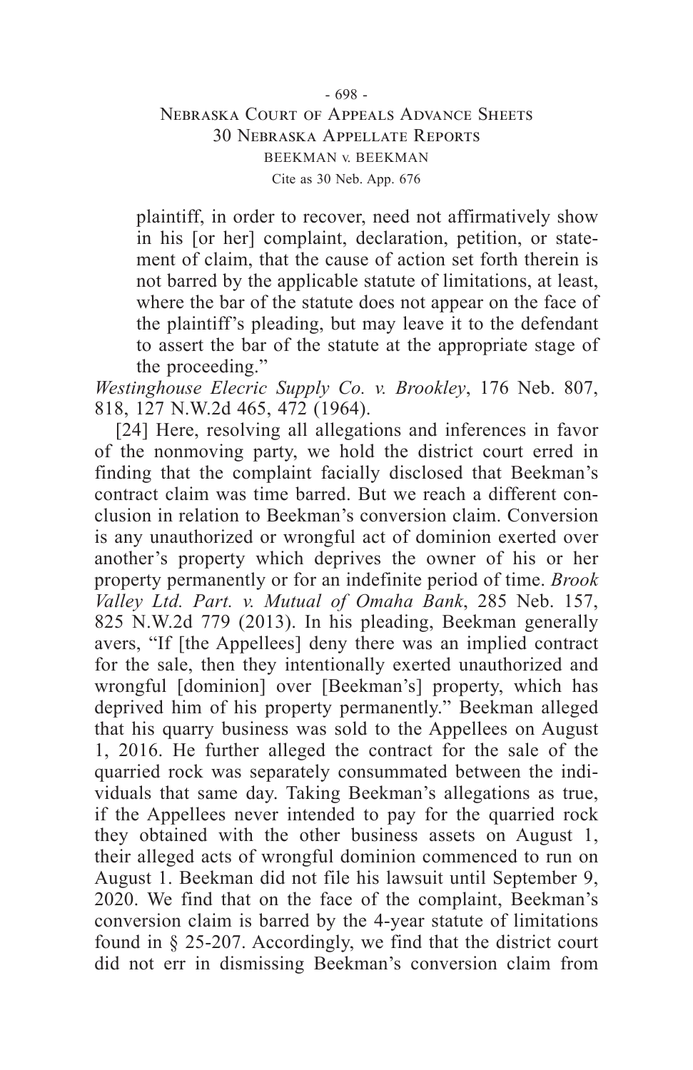> plaintiff, in order to recover, need not affirmatively show in his [or her] complaint, declaration, petition, or statement of claim, that the cause of action set forth therein is not barred by the applicable statute of limitations, at least, where the bar of the statute does not appear on the face of the plaintiff's pleading, but may leave it to the defendant to assert the bar of the statute at the appropriate stage of the proceeding."

*Westinghouse Elecric Supply Co. v. Brookley*, 176 Neb. 807, 818, 127 N.W.2d 465, 472 (1964).

[24] Here, resolving all allegations and inferences in favor of the nonmoving party, we hold the district court erred in finding that the complaint facially disclosed that Beekman's contract claim was time barred. But we reach a different conclusion in relation to Beekman's conversion claim. Conversion is any unauthorized or wrongful act of dominion exerted over another's property which deprives the owner of his or her property permanently or for an indefinite period of time. *Brook Valley Ltd. Part. v. Mutual of Omaha Bank*, 285 Neb. 157, 825 N.W.2d 779 (2013). In his pleading, Beekman generally avers, "If [the Appellees] deny there was an implied contract for the sale, then they intentionally exerted unauthorized and wrongful [dominion] over [Beekman's] property, which has deprived him of his property permanently." Beekman alleged that his quarry business was sold to the Appellees on August 1, 2016. He further alleged the contract for the sale of the quarried rock was separately consummated between the individuals that same day. Taking Beekman's allegations as true, if the Appellees never intended to pay for the quarried rock they obtained with the other business assets on August 1, their alleged acts of wrongful dominion commenced to run on August 1. Beekman did not file his lawsuit until September 9, 2020. We find that on the face of the complaint, Beekman's conversion claim is barred by the 4-year statute of limitations found in § 25-207. Accordingly, we find that the district court did not err in dismissing Beekman's conversion claim from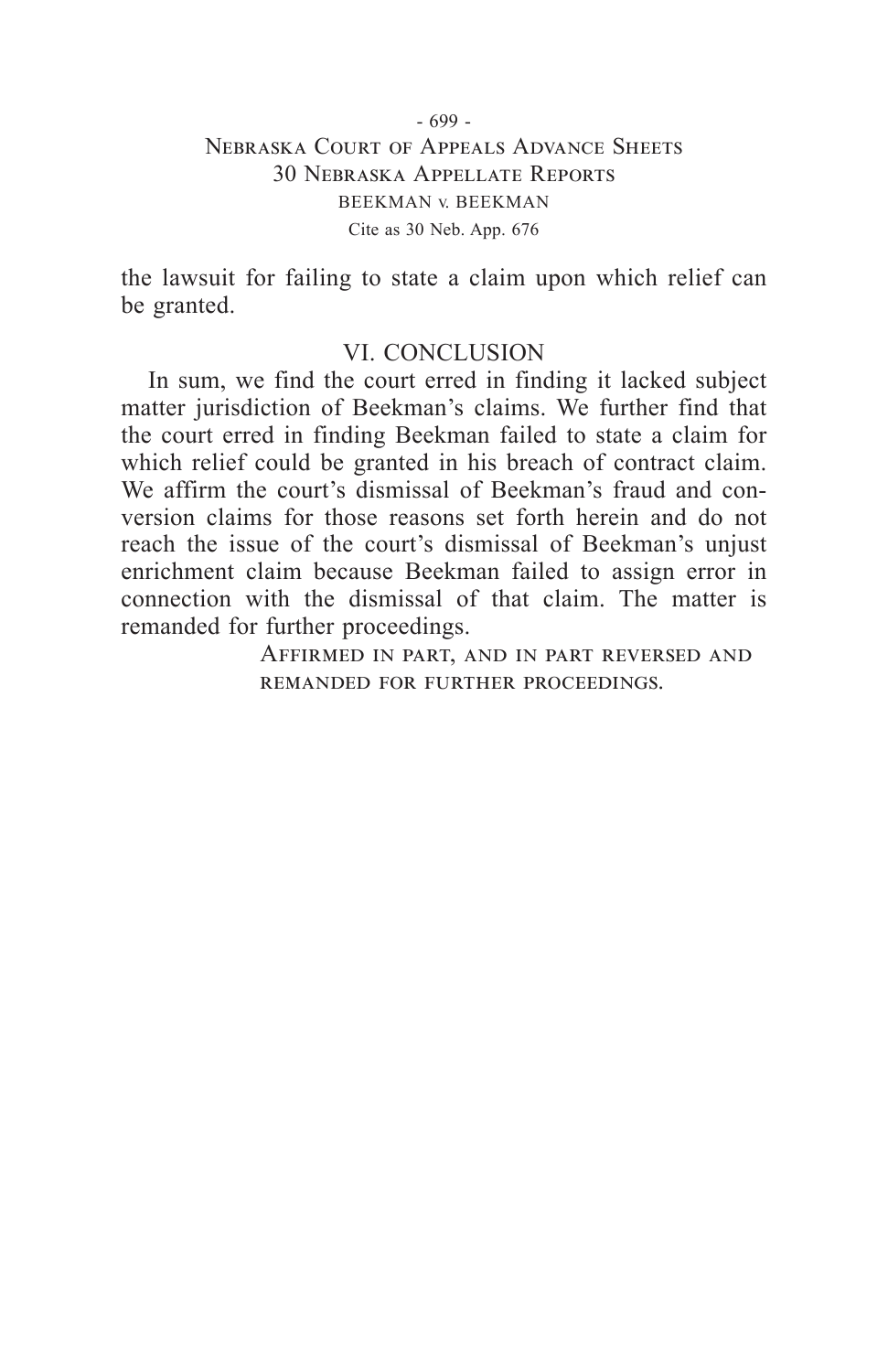the lawsuit for failing to state a claim upon which relief can be granted.

## VI. CONCLUSION

In sum, we find the court erred in finding it lacked subject matter jurisdiction of Beekman's claims. We further find that the court erred in finding Beekman failed to state a claim for which relief could be granted in his breach of contract claim. We affirm the court's dismissal of Beekman's fraud and conversion claims for those reasons set forth herein and do not reach the issue of the court's dismissal of Beekman's unjust enrichment claim because Beekman failed to assign error in connection with the dismissal of that claim. The matter is remanded for further proceedings.

Affirmed in part, and in part reversed and remanded for further proceedings.